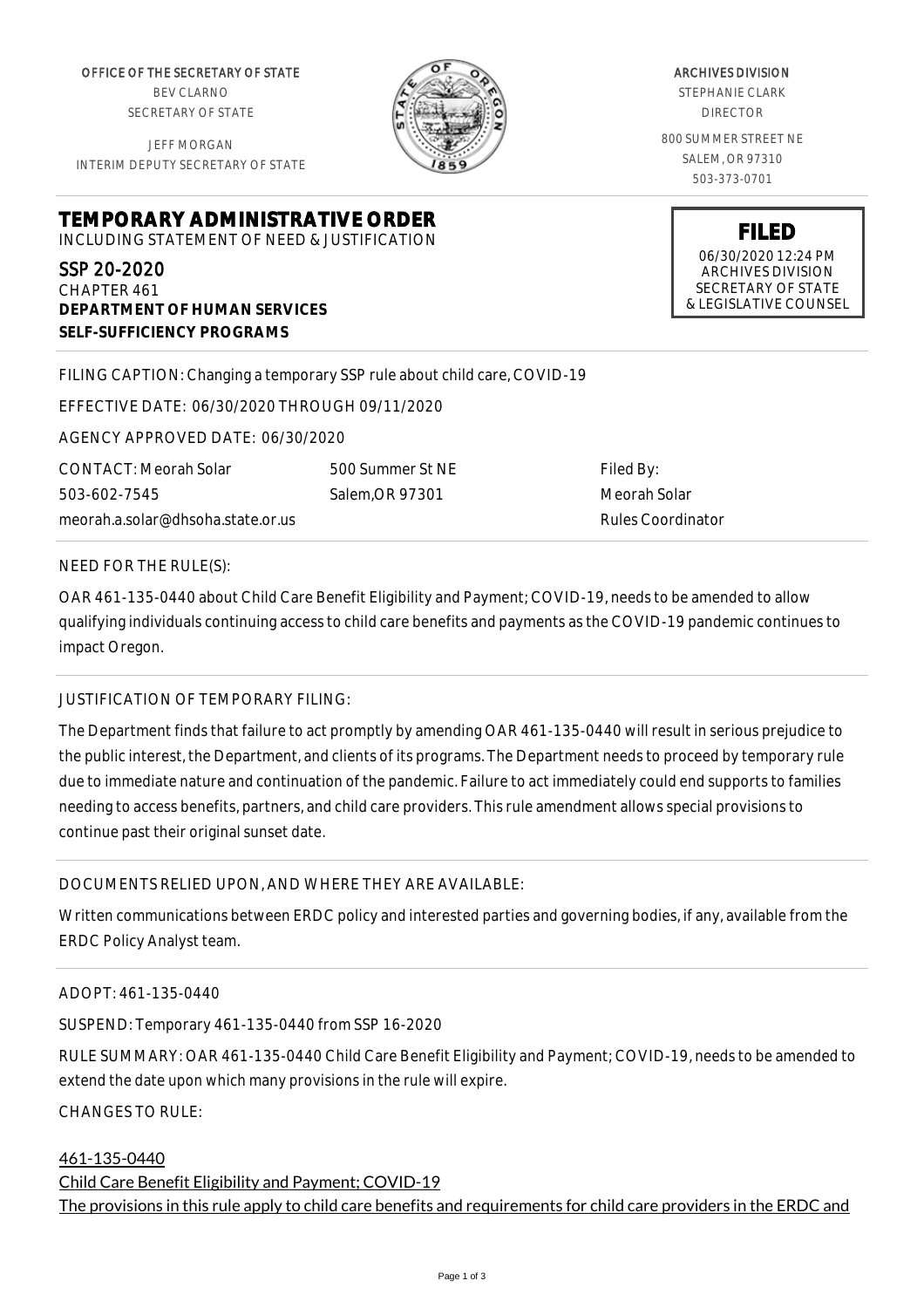OFFICE OF THE SECRETARY OF STATE
BEV CLARNO
SECRETARY OF STATE

JEFF MORGAN
INTERIM DEPUTY SECRETARY OF STATE

ARCHIVES DIVISION
STEPHANIE CLARK
DIRECTOR

800 SUMMER STREET NE
SALEM, OR 97310
503-373-0701

**FILED**
06/30/2020 12:24 PM
ARCHIVES DIVISION
SECRETARY OF STATE
& LEGISLATIVE COUNSEL

# TEMPORARY ADMINISTRATIVE ORDER

INCLUDING STATEMENT OF NEED & JUSTIFICATION

## SSP 20-2020

CHAPTER 461
**DEPARTMENT OF HUMAN SERVICES**
**SELF-SUFFICIENCY PROGRAMS**

FILING CAPTION: Changing a temporary SSP rule about child care, COVID-19

EFFECTIVE DATE: 06/30/2020 THROUGH 09/11/2020

AGENCY APPROVED DATE: 06/30/2020

| CONTACT: Meorah Solar | 500 Summer St NE | Filed By: |
|---|---|---|
| 503-602-7545 | Salem,OR 97301 | Meorah Solar |
| meorah.a.solar@dhsoha.state.or.us | | Rules Coordinator |

NEED FOR THE RULE(S):

OAR 461-135-0440 about Child Care Benefit Eligibility and Payment; COVID-19, needs to be amended to allow qualifying individuals continuing access to child care benefits and payments as the COVID-19 pandemic continues to impact Oregon.

JUSTIFICATION OF TEMPORARY FILING:

The Department finds that failure to act promptly by amending OAR 461-135-0440 will result in serious prejudice to the public interest, the Department, and clients of its programs. The Department needs to proceed by temporary rule due to immediate nature and continuation of the pandemic. Failure to act immediately could end supports to families needing to access benefits, partners, and child care providers. This rule amendment allows special provisions to continue past their original sunset date.

DOCUMENTS RELIED UPON, AND WHERE THEY ARE AVAILABLE:

Written communications between ERDC policy and interested parties and governing bodies, if any, available from the ERDC Policy Analyst team.

ADOPT: 461-135-0440

SUSPEND: Temporary 461-135-0440 from SSP 16-2020

RULE SUMMARY: OAR 461-135-0440 Child Care Benefit Eligibility and Payment; COVID-19, needs to be amended to extend the date upon which many provisions in the rule will expire.

CHANGES TO RULE:

461-135-0440
Child Care Benefit Eligibility and Payment; COVID-19
The provisions in this rule apply to child care benefits and requirements for child care providers in the ERDC and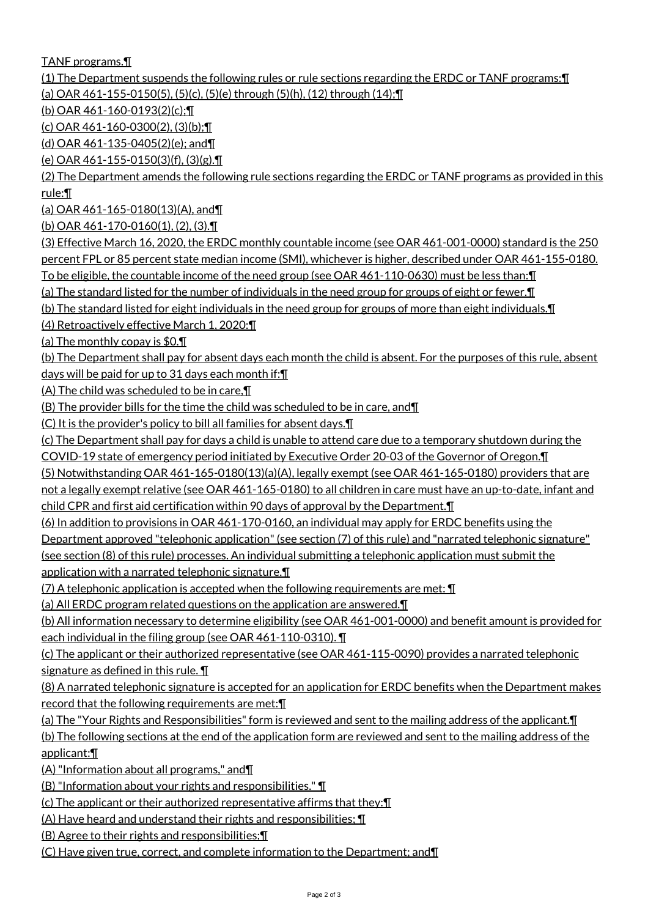TANF programs.¶

(1) The Department suspends the following rules or rule sections regarding the ERDC or TANF programs:¶

(a) OAR 461-155-0150(5), (5)(c), (5)(e) through (5)(h), (12) through (14);¶

(b) OAR 461-160-0193(2)(c);¶

(c) OAR 461-160-0300(2), (3)(b);¶

(d) OAR 461-135-0405(2)(e); and¶

(e) OAR 461-155-0150(3)(f), (3)(g).¶

(2) The Department amends the following rule sections regarding the ERDC or TANF programs as provided in this rule:¶

(a) OAR 461-165-0180(13)(A), and¶

(b) OAR 461-170-0160(1), (2), (3).¶

(3) Effective March 16, 2020, the ERDC monthly countable income (see OAR 461-001-0000) standard is the 250 percent FPL or 85 percent state median income (SMI), whichever is higher, described under OAR 461-155-0180. To be eligible, the countable income of the need group (see OAR 461-110-0630) must be less than:¶

(a) The standard listed for the number of individuals in the need group for groups of eight or fewer.¶

(b) The standard listed for eight individuals in the need group for groups of more than eight individuals.¶

(4) Retroactively effective March 1, 2020:¶

(a) The monthly copay is $0.¶

(b) The Department shall pay for absent days each month the child is absent. For the purposes of this rule, absent days will be paid for up to 31 days each month if:¶

(A) The child was scheduled to be in care,¶

(B) The provider bills for the time the child was scheduled to be in care, and¶

(C) It is the provider's policy to bill all families for absent days.¶

(c) The Department shall pay for days a child is unable to attend care due to a temporary shutdown during the COVID-19 state of emergency period initiated by Executive Order 20-03 of the Governor of Oregon.¶

(5) Notwithstanding OAR 461-165-0180(13)(a)(A), legally exempt (see OAR 461-165-0180) providers that are not a legally exempt relative (see OAR 461-165-0180) to all children in care must have an up-to-date, infant and child CPR and first aid certification within 90 days of approval by the Department.¶

(6) In addition to provisions in OAR 461-170-0160, an individual may apply for ERDC benefits using the Department approved "telephonic application" (see section (7) of this rule) and "narrated telephonic signature" (see section (8) of this rule) processes. An individual submitting a telephonic application must submit the application with a narrated telephonic signature.¶

(7) A telephonic application is accepted when the following requirements are met: ¶

(a) All ERDC program related questions on the application are answered.¶

(b) All information necessary to determine eligibility (see OAR 461-001-0000) and benefit amount is provided for each individual in the filing group (see OAR 461-110-0310). ¶

(c) The applicant or their authorized representative (see OAR 461-115-0090) provides a narrated telephonic signature as defined in this rule. ¶

(8) A narrated telephonic signature is accepted for an application for ERDC benefits when the Department makes record that the following requirements are met:¶

(a) The "Your Rights and Responsibilities" form is reviewed and sent to the mailing address of the applicant.¶

(b) The following sections at the end of the application form are reviewed and sent to the mailing address of the applicant:¶

(A) "Information about all programs," and¶

(B) "Information about your rights and responsibilities." ¶

(c) The applicant or their authorized representative affirms that they:¶

(A) Have heard and understand their rights and responsibilities; ¶

(B) Agree to their rights and responsibilities;¶

(C) Have given true, correct, and complete information to the Department; and¶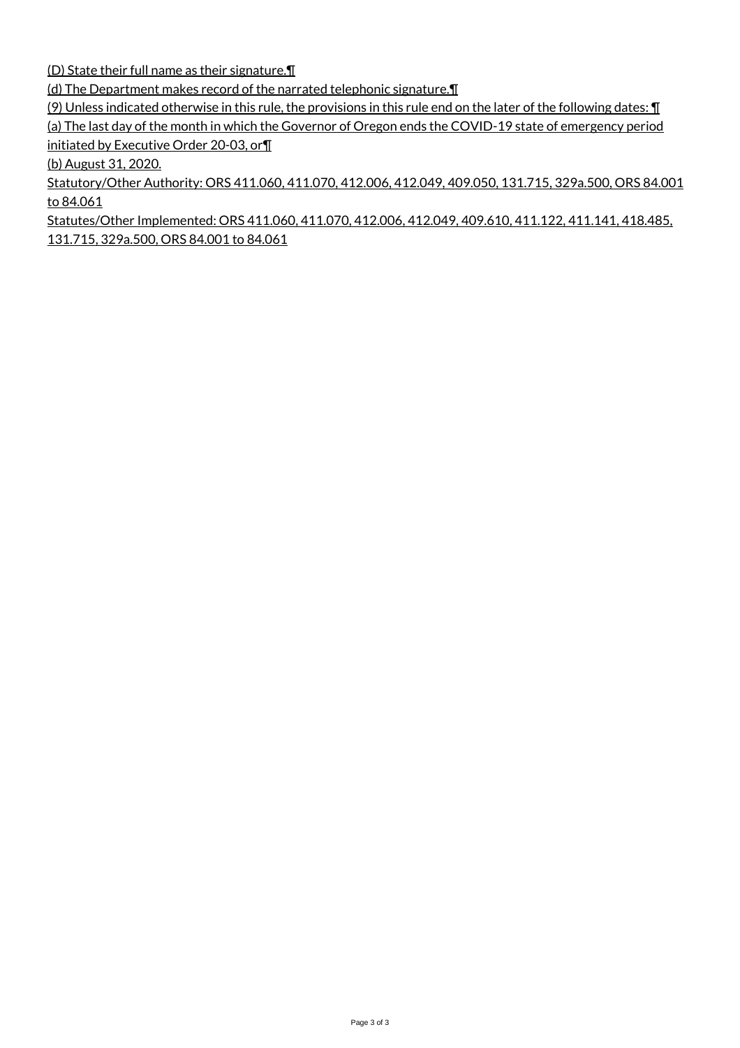(D) State their full name as their signature.¶

(d) The Department makes record of the narrated telephonic signature.¶

(9) Unless indicated otherwise in this rule, the provisions in this rule end on the later of the following dates: ¶

(a) The last day of the month in which the Governor of Oregon ends the COVID-19 state of emergency period initiated by Executive Order 20-03, or¶

(b) August 31, 2020.

Statutory/Other Authority: ORS 411.060, 411.070, 412.006, 412.049, 409.050, 131.715, 329a.500, ORS 84.001 to 84.061

Statutes/Other Implemented: ORS 411.060, 411.070, 412.006, 412.049, 409.610, 411.122, 411.141, 418.485, 131.715, 329a.500, ORS 84.001 to 84.061